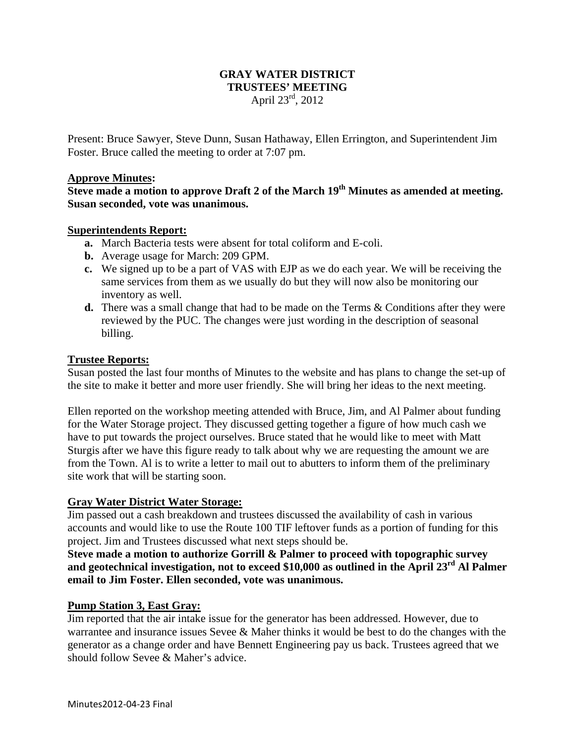# GRAY WATER DISTRICT
## TRUSTEES' MEETING
April 23rd, 2012

Present: Bruce Sawyer, Steve Dunn, Susan Hathaway, Ellen Errington, and Superintendent Jim Foster. Bruce called the meeting to order at 7:07 pm.

**Approve Minutes:**

**Steve made a motion to approve Draft 2 of the March 19th Minutes as amended at meeting. Susan seconded, vote was unanimous.**

**Superintendents Report:**

- **a.** March Bacteria tests were absent for total coliform and E-coli.
- **b.** Average usage for March: 209 GPM.
- **c.** We signed up to be a part of VAS with EJP as we do each year. We will be receiving the same services from them as we usually do but they will now also be monitoring our inventory as well.
- **d.** There was a small change that had to be made on the Terms & Conditions after they were reviewed by the PUC. The changes were just wording in the description of seasonal billing.

**Trustee Reports:**

Susan posted the last four months of Minutes to the website and has plans to change the set-up of the site to make it better and more user friendly. She will bring her ideas to the next meeting.

Ellen reported on the workshop meeting attended with Bruce, Jim, and Al Palmer about funding for the Water Storage project. They discussed getting together a figure of how much cash we have to put towards the project ourselves. Bruce stated that he would like to meet with Matt Sturgis after we have this figure ready to talk about why we are requesting the amount we are from the Town. Al is to write a letter to mail out to abutters to inform them of the preliminary site work that will be starting soon.

**Gray Water District Water Storage:**

Jim passed out a cash breakdown and trustees discussed the availability of cash in various accounts and would like to use the Route 100 TIF leftover funds as a portion of funding for this project. Jim and Trustees discussed what next steps should be.

**Steve made a motion to authorize Gorrill & Palmer to proceed with topographic survey and geotechnical investigation, not to exceed $10,000 as outlined in the April 23rd Al Palmer email to Jim Foster. Ellen seconded, vote was unanimous.**

**Pump Station 3, East Gray:**

Jim reported that the air intake issue for the generator has been addressed. However, due to warrantee and insurance issues Sevee & Maher thinks it would be best to do the changes with the generator as a change order and have Bennett Engineering pay us back. Trustees agreed that we should follow Sevee & Maher's advice.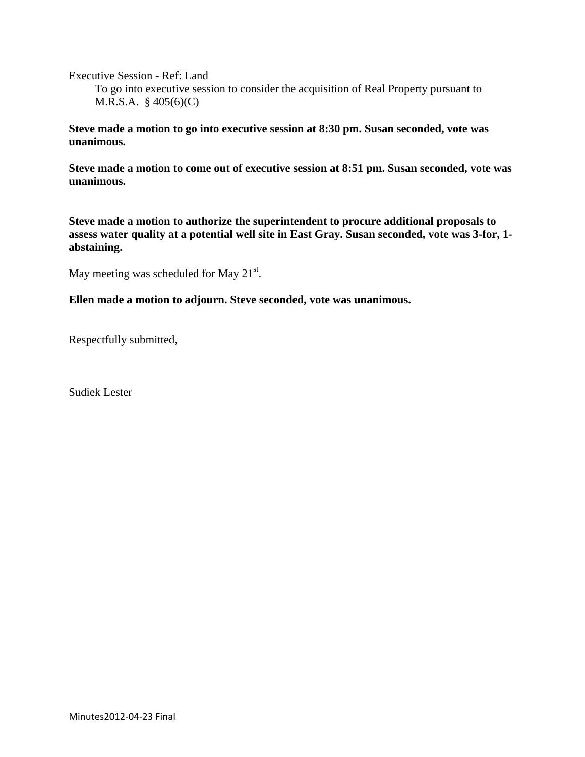Executive Session - Ref: Land

To go into executive session to consider the acquisition of Real Property pursuant to M.R.S.A. § 405(6)(C)

**Steve made a motion to go into executive session at 8:30 pm. Susan seconded, vote was unanimous.**

**Steve made a motion to come out of executive session at 8:51 pm. Susan seconded, vote was unanimous.**

**Steve made a motion to authorize the superintendent to procure additional proposals to assess water quality at a potential well site in East Gray. Susan seconded, vote was 3-for, 1-abstaining.**

May meeting was scheduled for May 21st.

**Ellen made a motion to adjourn. Steve seconded, vote was unanimous.**

Respectfully submitted,

Sudiek Lester